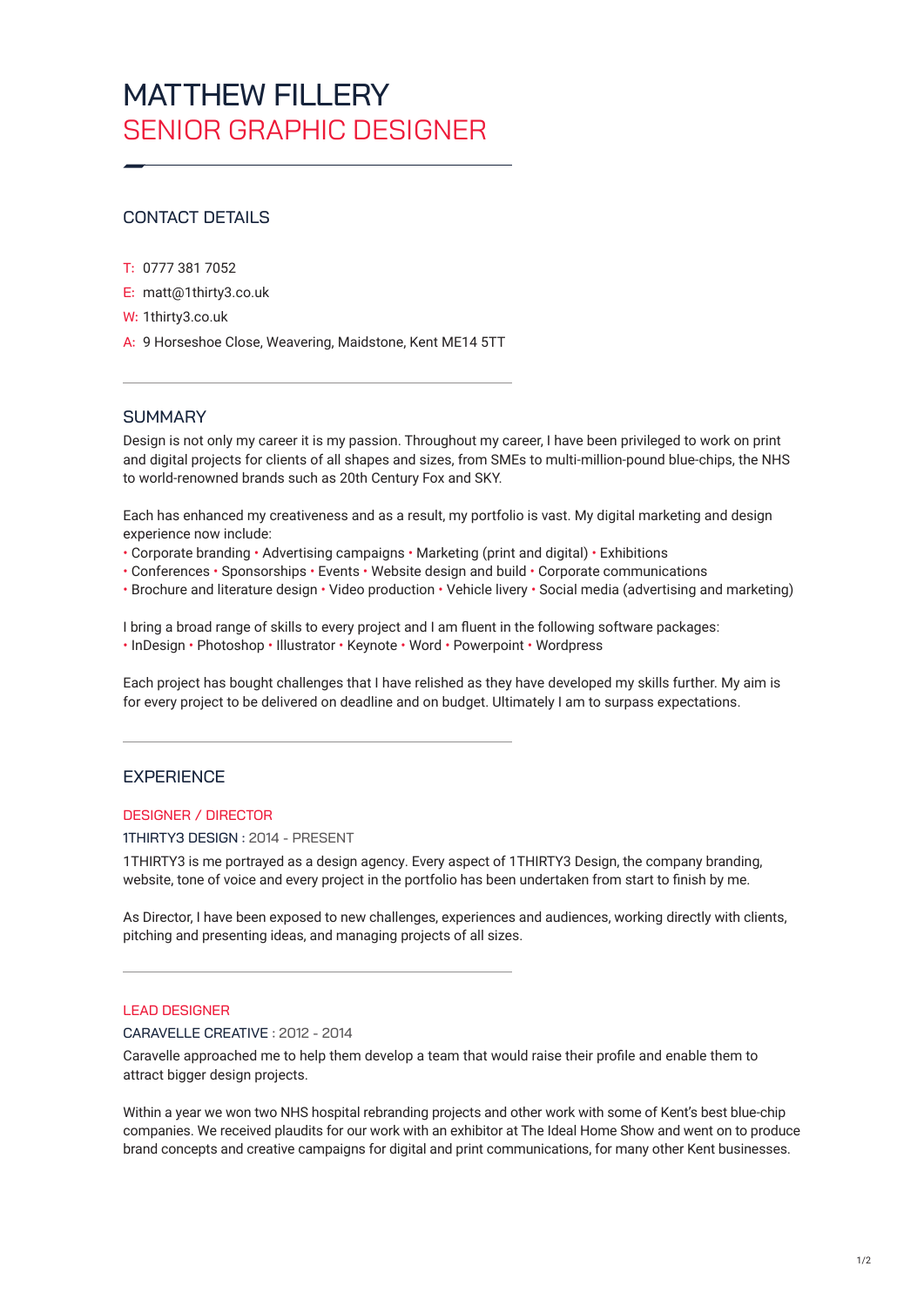# MATTHEW FILLERY

## SENIOR GRAPHIC DESIGNER

### CONTACT DETAILS

T: 0777 381 7052

E: matt@1thirty3.co.uk

W: 1thirty3.co.uk

A: 9 Horseshoe Close, Weavering, Maidstone, Kent ME14 5TT

### SUMMARY

Design is not only my career it is my passion. Throughout my career, I have been privileged to work on print and digital projects for clients of all shapes and sizes, from SMEs to multi-million-pound blue-chips, the NHS to world-renowned brands such as 20th Century Fox and SKY.

Each has enhanced my creativeness and as a result, my portfolio is vast. My digital marketing and design experience now include:

• Corporate branding • Advertising campaigns • Marketing (print and digital) • Exhibitions
• Conferences • Sponsorships • Events • Website design and build • Corporate communications
• Brochure and literature design • Video production • Vehicle livery • Social media (advertising and marketing)

I bring a broad range of skills to every project and I am fluent in the following software packages:
• InDesign • Photoshop • Illustrator • Keynote • Word • Powerpoint • Wordpress

Each project has bought challenges that I have relished as they have developed my skills further. My aim is for every project to be delivered on deadline and on budget. Ultimately I am to surpass expectations.

### EXPERIENCE

#### DESIGNER / DIRECTOR

1THIRTY3 DESIGN : 2014 - PRESENT

1THIRTY3 is me portrayed as a design agency. Every aspect of 1THIRTY3 Design, the company branding, website, tone of voice and every project in the portfolio has been undertaken from start to finish by me.

As Director, I have been exposed to new challenges, experiences and audiences, working directly with clients, pitching and presenting ideas, and managing projects of all sizes.

#### LEAD DESIGNER

CARAVELLE CREATIVE : 2012 - 2014

Caravelle approached me to help them develop a team that would raise their profile and enable them to attract bigger design projects.

Within a year we won two NHS hospital rebranding projects and other work with some of Kent's best blue-chip companies. We received plaudits for our work with an exhibitor at The Ideal Home Show and went on to produce brand concepts and creative campaigns for digital and print communications, for many other Kent businesses.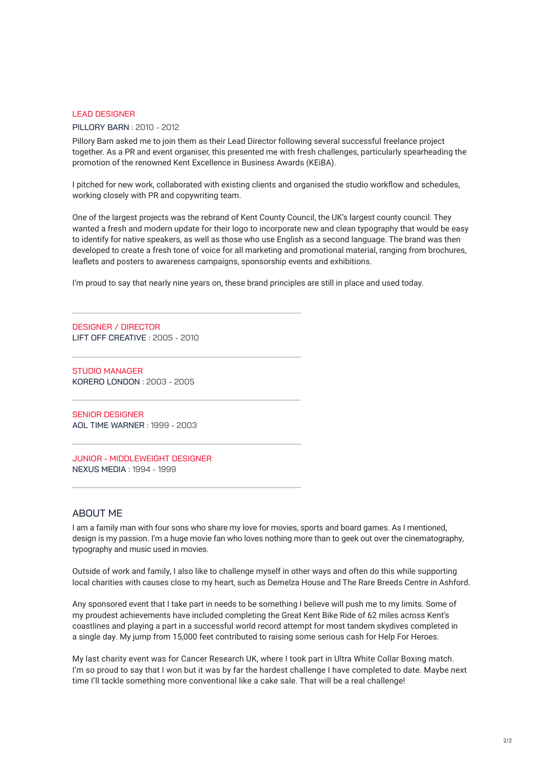### LEAD DESIGNER

PILLORY BARN : 2010 - 2012

Pillory Barn asked me to join them as their Lead Director following several successful freelance project together. As a PR and event organiser, this presented me with fresh challenges, particularly spearheading the promotion of the renowned Kent Excellence in Business Awards (KEiBA).

I pitched for new work, collaborated with existing clients and organised the studio workflow and schedules, working closely with PR and copywriting team.

One of the largest projects was the rebrand of Kent County Council, the UK's largest county council. They wanted a fresh and modern update for their logo to incorporate new and clean typography that would be easy to identify for native speakers, as well as those who use English as a second language. The brand was then developed to create a fresh tone of voice for all marketing and promotional material, ranging from brochures, leaflets and posters to awareness campaigns, sponsorship events and exhibitions.

I'm proud to say that nearly nine years on, these brand principles are still in place and used today.

---

### DESIGNER / DIRECTOR

LIFT OFF CREATIVE : 2005 - 2010

---

### STUDIO MANAGER

KORERO LONDON : 2003 - 2005

---

### SENIOR DESIGNER

AOL TIME WARNER : 1999 - 2003

---

### JUNIOR - MIDDLEWEIGHT DESIGNER

NEXUS MEDIA : 1994 - 1999

---

## ABOUT ME

I am a family man with four sons who share my love for movies, sports and board games. As I mentioned, design is my passion. I'm a huge movie fan who loves nothing more than to geek out over the cinematography, typography and music used in movies.

Outside of work and family, I also like to challenge myself in other ways and often do this while supporting local charities with causes close to my heart, such as Demelza House and The Rare Breeds Centre in Ashford.

Any sponsored event that I take part in needs to be something I believe will push me to my limits. Some of my proudest achievements have included completing the Great Kent Bike Ride of 62 miles across Kent's coastlines and playing a part in a successful world record attempt for most tandem skydives completed in a single day. My jump from 15,000 feet contributed to raising some serious cash for Help For Heroes.

My last charity event was for Cancer Research UK, where I took part in Ultra White Collar Boxing match. I'm so proud to say that I won but it was by far the hardest challenge I have completed to date. Maybe next time I'll tackle something more conventional like a cake sale. That will be a real challenge!